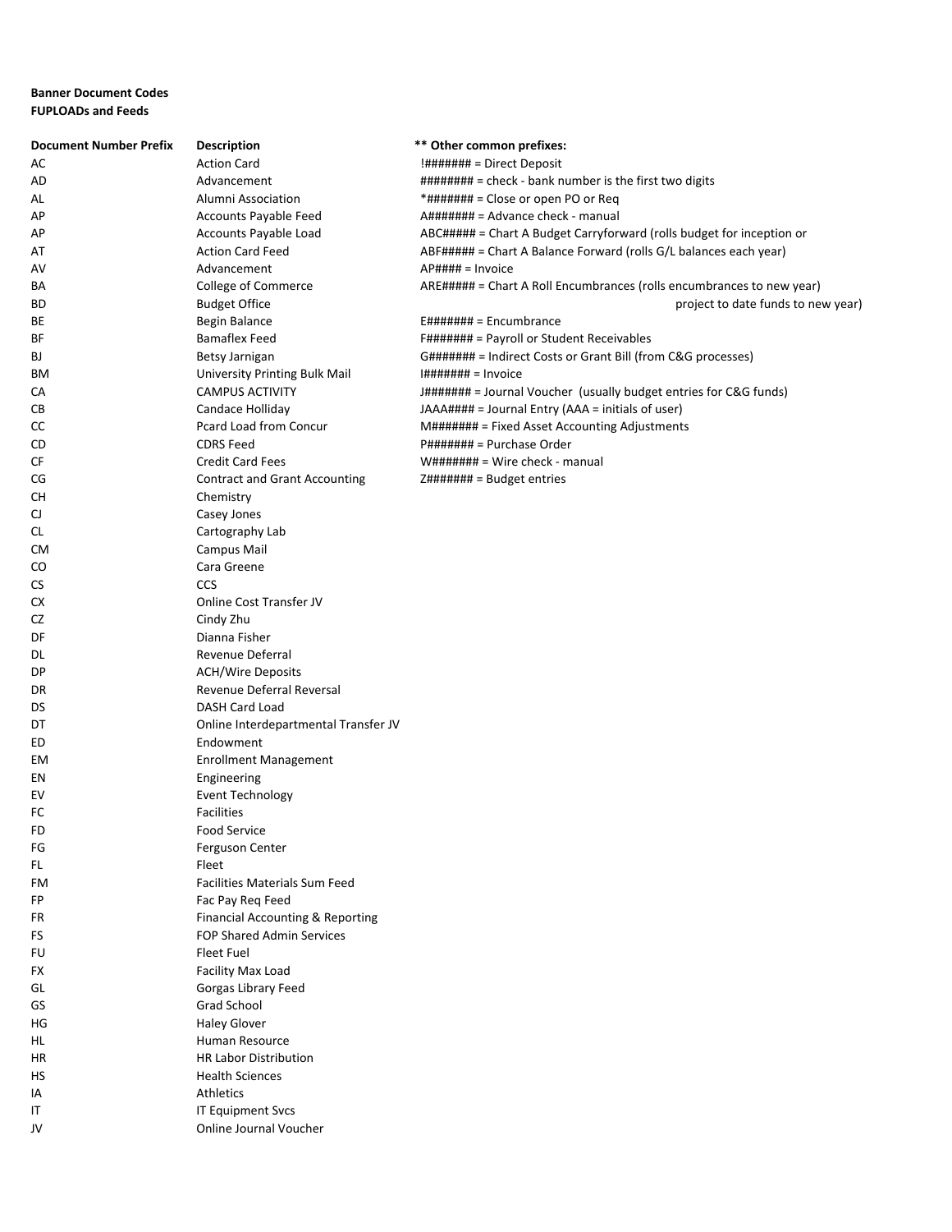**Banner Document Codes**
**FUPLOADs and Feeds**

| Document Number Prefix | Description |
|---|---|
| AC | Action Card |
| AD | Advancement |
| AL | Alumni Association |
| AP | Accounts Payable Feed |
| AP | Accounts Payable Load |
| AT | Action Card Feed |
| AV | Advancement |
| BA | College of Commerce |
| BD | Budget Office |
| BE | Begin Balance |
| BF | Bamaflex Feed |
| BJ | Betsy Jarnigan |
| BM | University Printing Bulk Mail |
| CA | CAMPUS ACTIVITY |
| CB | Candace Holliday |
| CC | Pcard Load from Concur |
| CD | CDRS Feed |
| CF | Credit Card Fees |
| CG | Contract and Grant Accounting |
| CH | Chemistry |
| CJ | Casey Jones |
| CL | Cartography Lab |
| CM | Campus Mail |
| CO | Cara Greene |
| CS | CCS |
| CX | Online Cost Transfer JV |
| CZ | Cindy Zhu |
| DF | Dianna Fisher |
| DL | Revenue Deferral |
| DP | ACH/Wire Deposits |
| DR | Revenue Deferral Reversal |
| DS | DASH Card Load |
| DT | Online Interdepartmental Transfer JV |
| ED | Endowment |
| EM | Enrollment Management |
| EN | Engineering |
| EV | Event Technology |
| FC | Facilities |
| FD | Food Service |
| FG | Ferguson Center |
| FL | Fleet |
| FM | Facilities Materials Sum Feed |
| FP | Fac Pay Req Feed |
| FR | Financial Accounting & Reporting |
| FS | FOP Shared Admin Services |
| FU | Fleet Fuel |
| FX | Facility Max Load |
| GL | Gorgas Library Feed |
| GS | Grad School |
| HG | Haley Glover |
| HL | Human Resource |
| HR | HR Labor Distribution |
| HS | Health Sciences |
| IA | Athletics |
| IT | IT Equipment Svcs |
| JV | Online Journal Voucher |

**** Other common prefixes:**

- !####### = Direct Deposit
- ######## = check - bank number is the first two digits
- *####### = Close or open PO or Req
- A####### = Advance check - manual
- ABC##### = Chart A Budget Carryforward (rolls budget for inception or project to date funds to new year)
- ABF##### = Chart A Balance Forward (rolls G/L balances each year)
- AP#### = Invoice
- ARE##### = Chart A Roll Encumbrances (rolls encumbrances to new year)
- E####### = Encumbrance
- F####### = Payroll or Student Receivables
- G####### = Indirect Costs or Grant Bill (from C&G processes)
- I####### = Invoice
- J####### = Journal Voucher (usually budget entries for C&G funds)
- JAAA#### = Journal Entry (AAA = initials of user)
- M####### = Fixed Asset Accounting Adjustments
- P####### = Purchase Order
- W####### = Wire check - manual
- Z####### = Budget entries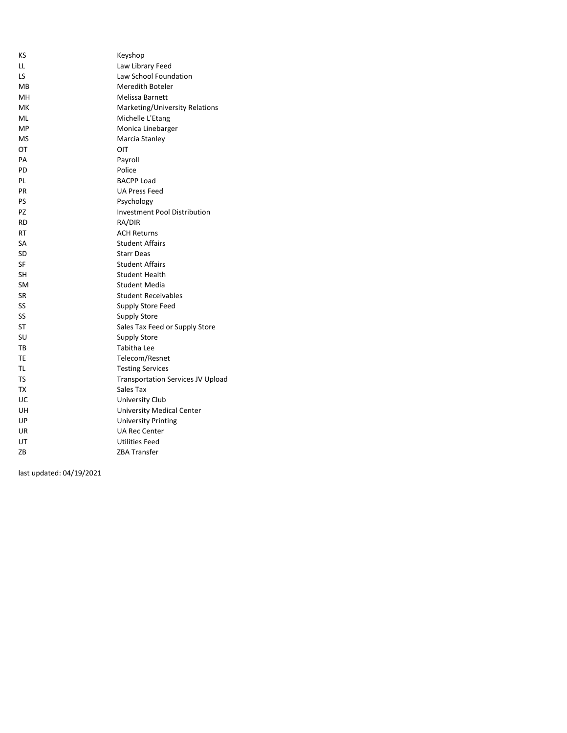| | |
|---|---|
| KS | Keyshop |
| LL | Law Library Feed |
| LS | Law School Foundation |
| MB | Meredith Boteler |
| MH | Melissa Barnett |
| MK | Marketing/University Relations |
| ML | Michelle L'Etang |
| MP | Monica Linebarger |
| MS | Marcia Stanley |
| OT | OIT |
| PA | Payroll |
| PD | Police |
| PL | BACPP Load |
| PR | UA Press Feed |
| PS | Psychology |
| PZ | Investment Pool Distribution |
| RD | RA/DIR |
| RT | ACH Returns |
| SA | Student Affairs |
| SD | Starr Deas |
| SF | Student Affairs |
| SH | Student Health |
| SM | Student Media |
| SR | Student Receivables |
| SS | Supply Store Feed |
| SS | Supply Store |
| ST | Sales Tax Feed or Supply Store |
| SU | Supply Store |
| TB | Tabitha Lee |
| TE | Telecom/Resnet |
| TL | Testing Services |
| TS | Transportation Services JV Upload |
| TX | Sales Tax |
| UC | University Club |
| UH | University Medical Center |
| UP | University Printing |
| UR | UA Rec Center |
| UT | Utilities Feed |
| ZB | ZBA Transfer |

last updated: 04/19/2021